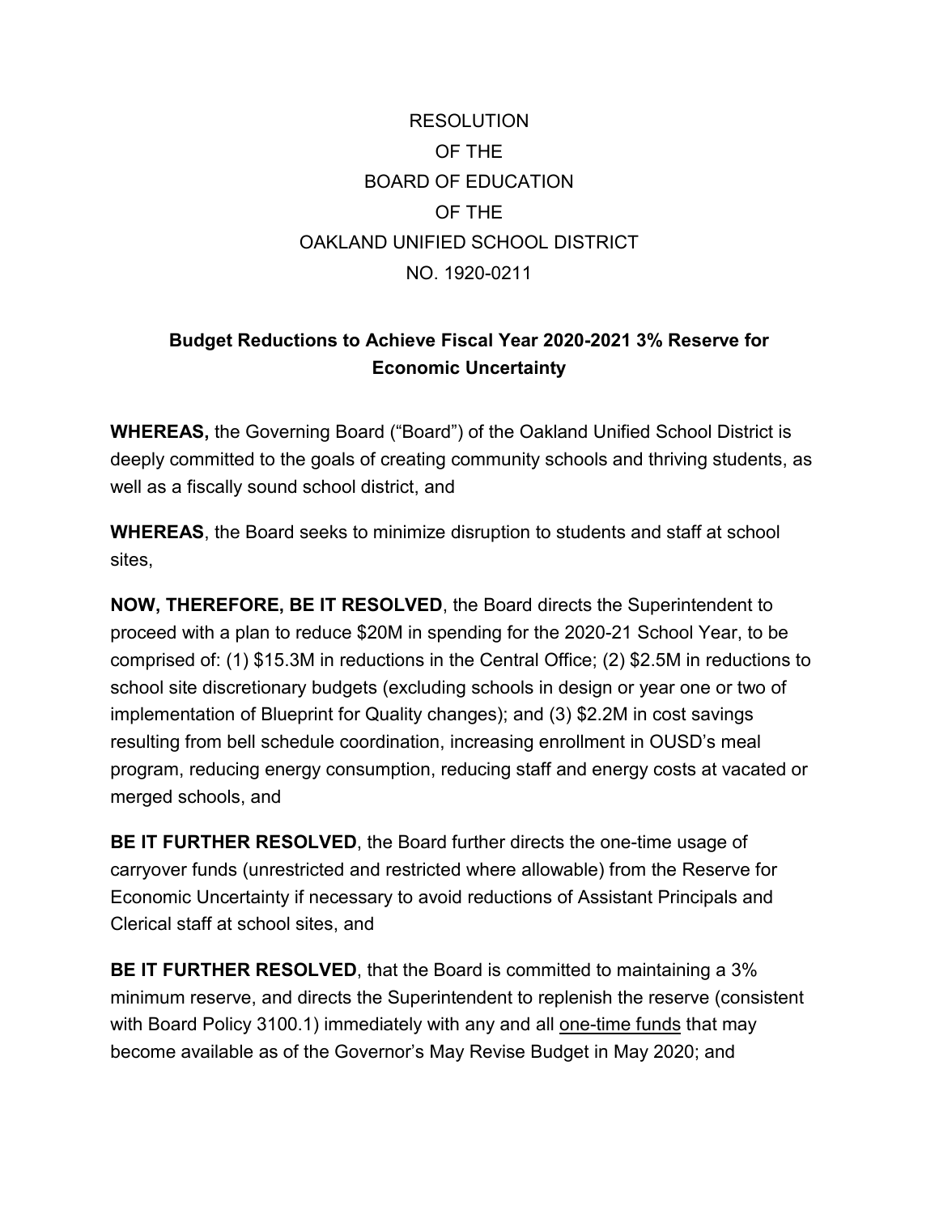# RESOLUTION
# OF THE
# BOARD OF EDUCATION
# OF THE
# OAKLAND UNIFIED SCHOOL DISTRICT
# NO. 1920-0211

## Budget Reductions to Achieve Fiscal Year 2020-2021 3% Reserve for Economic Uncertainty

**WHEREAS,** the Governing Board ("Board") of the Oakland Unified School District is deeply committed to the goals of creating community schools and thriving students, as well as a fiscally sound school district, and

**WHEREAS**, the Board seeks to minimize disruption to students and staff at school sites,

**NOW, THEREFORE, BE IT RESOLVED**, the Board directs the Superintendent to proceed with a plan to reduce $20M in spending for the 2020-21 School Year, to be comprised of: (1) $15.3M in reductions in the Central Office; (2) $2.5M in reductions to school site discretionary budgets (excluding schools in design or year one or two of implementation of Blueprint for Quality changes); and (3) $2.2M in cost savings resulting from bell schedule coordination, increasing enrollment in OUSD's meal program, reducing energy consumption, reducing staff and energy costs at vacated or merged schools, and

**BE IT FURTHER RESOLVED**, the Board further directs the one-time usage of carryover funds (unrestricted and restricted where allowable) from the Reserve for Economic Uncertainty if necessary to avoid reductions of Assistant Principals and Clerical staff at school sites, and

**BE IT FURTHER RESOLVED**, that the Board is committed to maintaining a 3% minimum reserve, and directs the Superintendent to replenish the reserve (consistent with Board Policy 3100.1) immediately with any and all <u>one-time funds</u> that may become available as of the Governor's May Revise Budget in May 2020; and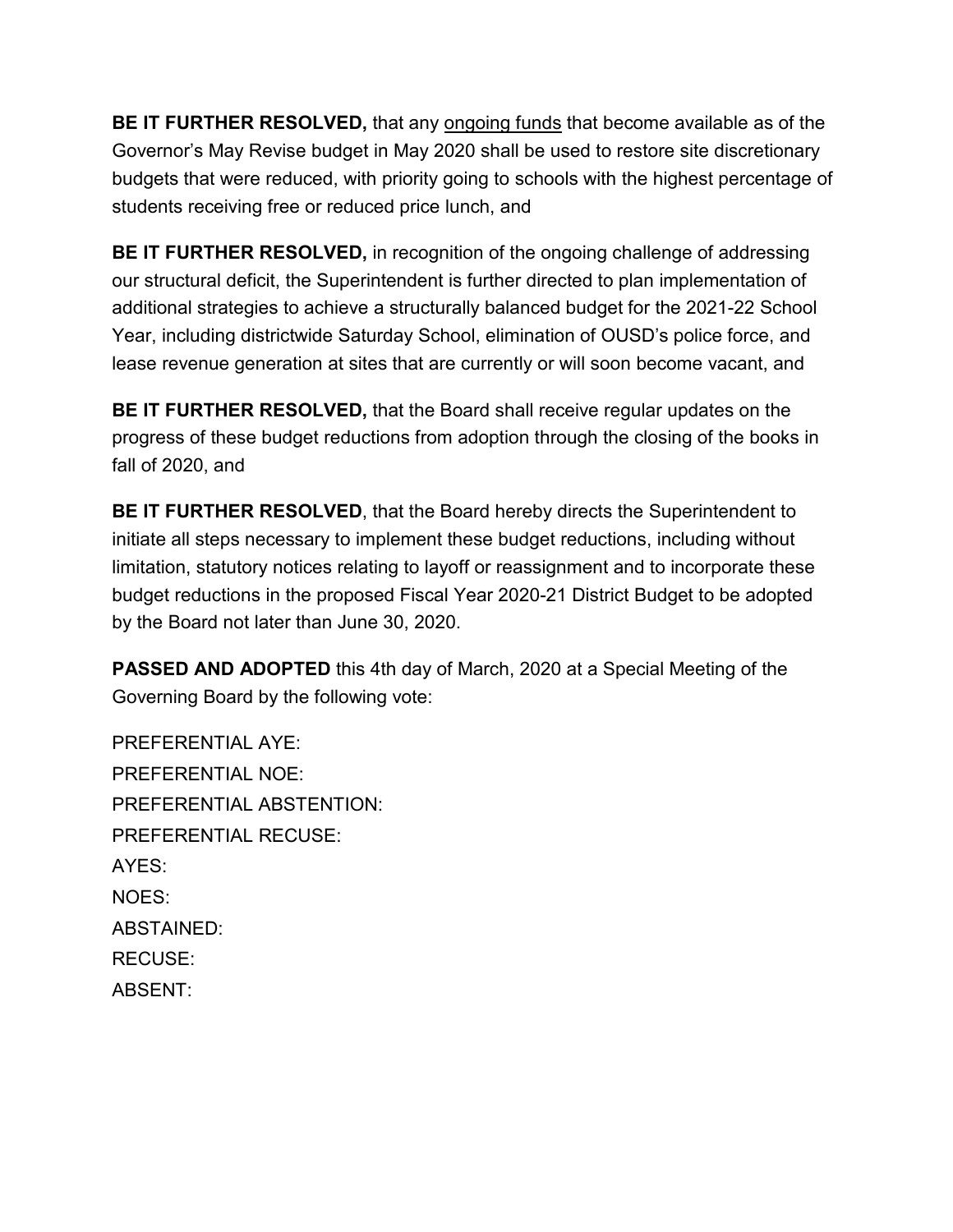**BE IT FURTHER RESOLVED,** that any <u>ongoing funds</u> that become available as of the Governor's May Revise budget in May 2020 shall be used to restore site discretionary budgets that were reduced, with priority going to schools with the highest percentage of students receiving free or reduced price lunch, and

**BE IT FURTHER RESOLVED,** in recognition of the ongoing challenge of addressing our structural deficit, the Superintendent is further directed to plan implementation of additional strategies to achieve a structurally balanced budget for the 2021-22 School Year, including districtwide Saturday School, elimination of OUSD's police force, and lease revenue generation at sites that are currently or will soon become vacant, and

**BE IT FURTHER RESOLVED,** that the Board shall receive regular updates on the progress of these budget reductions from adoption through the closing of the books in fall of 2020, and

**BE IT FURTHER RESOLVED**, that the Board hereby directs the Superintendent to initiate all steps necessary to implement these budget reductions, including without limitation, statutory notices relating to layoff or reassignment and to incorporate these budget reductions in the proposed Fiscal Year 2020-21 District Budget to be adopted by the Board not later than June 30, 2020.

**PASSED AND ADOPTED** this 4th day of March, 2020 at a Special Meeting of the Governing Board by the following vote:

PREFERENTIAL AYE:
PREFERENTIAL NOE:
PREFERENTIAL ABSTENTION:
PREFERENTIAL RECUSE:
AYES:
NOES:
ABSTAINED:
RECUSE:
ABSENT: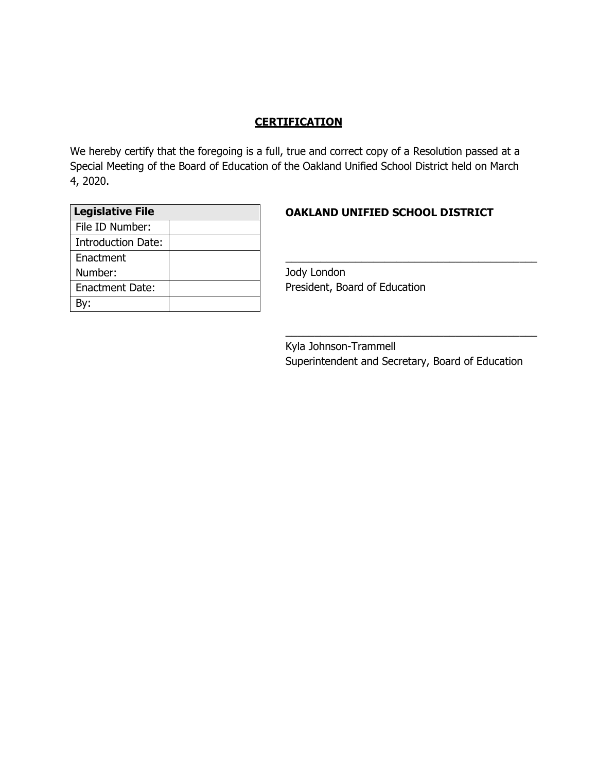## CERTIFICATION

We hereby certify that the foregoing is a full, true and correct copy of a Resolution passed at a Special Meeting of the Board of Education of the Oakland Unified School District held on March 4, 2020.

| Legislative File | |
|---|---|
| File ID Number: | |
| Introduction Date: | |
| Enactment Number: | |
| Enactment Date: | |
| By: | |

**OAKLAND UNIFIED SCHOOL DISTRICT**

\_\_\_\_\_\_\_\_\_\_\_\_\_\_\_\_\_\_\_\_\_\_\_\_\_\_\_\_\_\_\_\_\_\_\_\_\_\_\_\_\_\_\_\_

Jody London
President, Board of Education

\_\_\_\_\_\_\_\_\_\_\_\_\_\_\_\_\_\_\_\_\_\_\_\_\_\_\_\_\_\_\_\_\_\_\_\_\_\_\_\_\_\_\_\_

Kyla Johnson-Trammell
Superintendent and Secretary, Board of Education